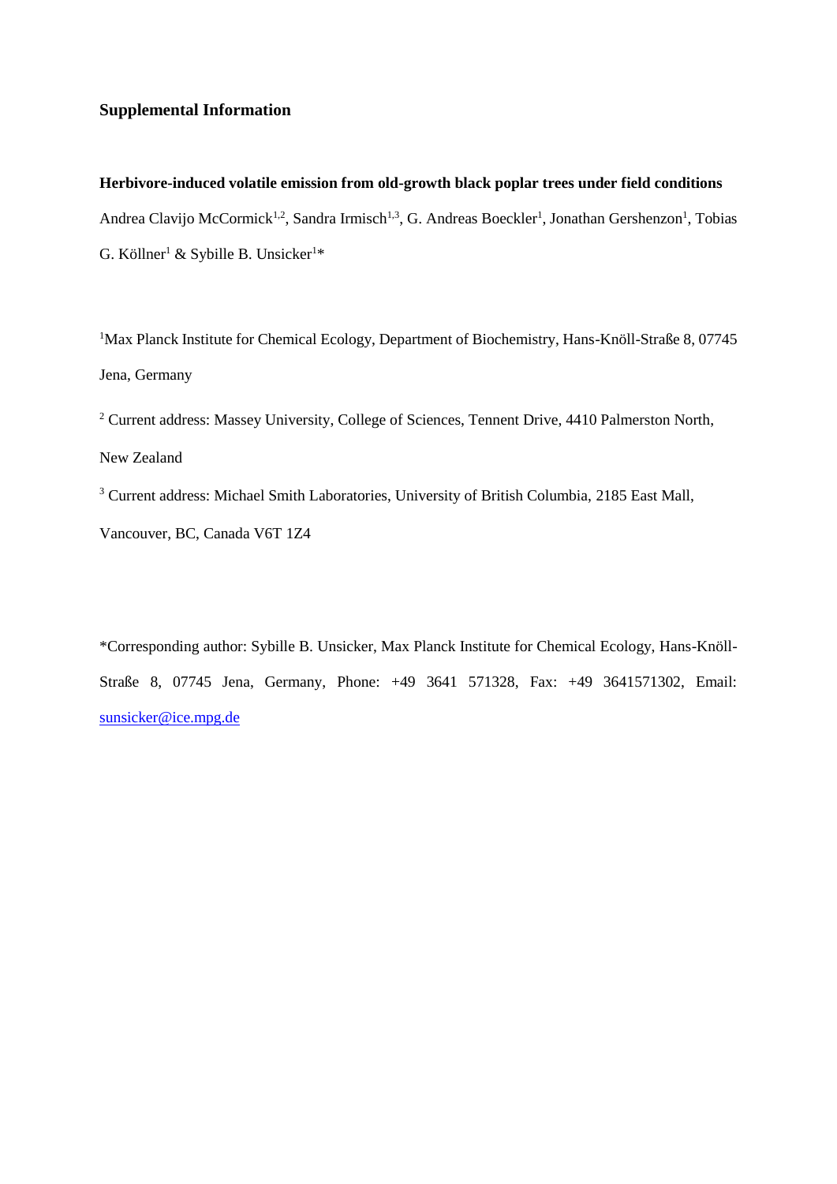**Supplemental Information**

**Herbivore-induced volatile emission from old-growth black poplar trees under field conditions**

Andrea Clavijo McCormick[1,2], Sandra Irmisch[1,3], G. Andreas Boeckler[1], Jonathan Gershenzon[1], Tobias G. Köllner[1] & Sybille B. Unsicker[1]*

[1]Max Planck Institute for Chemical Ecology, Department of Biochemistry, Hans-Knöll-Straße 8, 07745 Jena, Germany

[2] Current address: Massey University, College of Sciences, Tennent Drive, 4410 Palmerston North, New Zealand

[3] Current address: Michael Smith Laboratories, University of British Columbia, 2185 East Mall, Vancouver, BC, Canada V6T 1Z4

*Corresponding author: Sybille B. Unsicker, Max Planck Institute for Chemical Ecology, Hans-Knöll-Straße 8, 07745 Jena, Germany, Phone: +49 3641 571328, Fax: +49 3641571302, Email: sunsicker@ice.mpg.de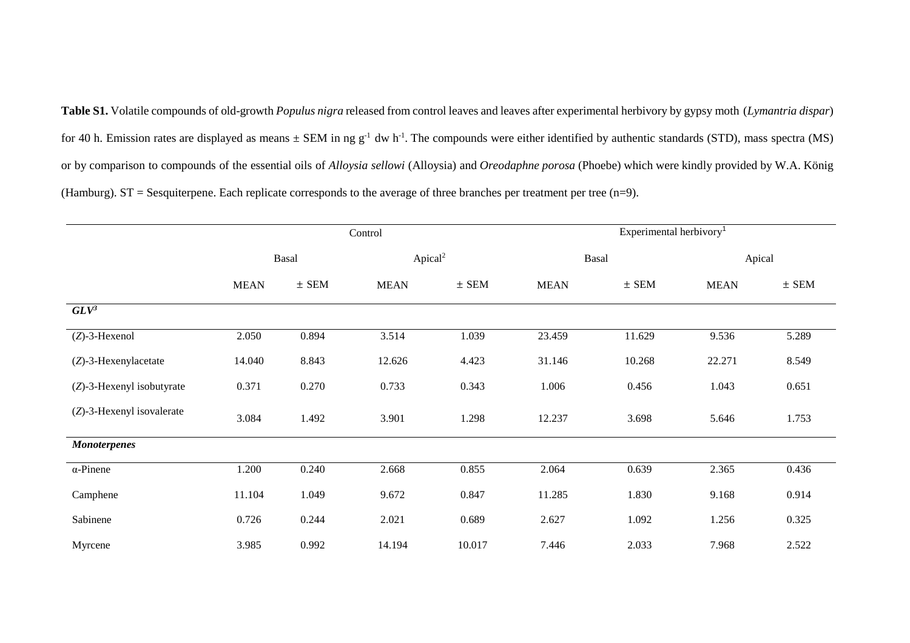**Table S1.** Volatile compounds of old-growth *Populus nigra* released from control leaves and leaves after experimental herbivory by gypsy moth (*Lymantria dispar*) for 40 h. Emission rates are displayed as means ± SEM in ng $g^{-1}$ dw $h^{-1}$. The compounds were either identified by authentic standards (STD), mass spectra (MS) or by comparison to compounds of the essential oils of *Alloysia sellowi* (Alloysia) and *Oreodaphne porosa* (Phoebe) which were kindly provided by W.A. König (Hamburg). ST = Sesquiterpene. Each replicate corresponds to the average of three branches per treatment per tree (n=9).

| | Control | | | | Experimental herbivory[1] | | | |
|---|---|---|---|---|---|---|---|---|
| | Basal | | Apical[2] | | Basal | | Apical | |
| | MEAN | ± SEM | MEAN | ± SEM | MEAN | ± SEM | MEAN | ± SEM |
| ***GLV[3]*** | | | | | | | | |
| (*Z*)-3-Hexenol | 2.050 | 0.894 | 3.514 | 1.039 | 23.459 | 11.629 | 9.536 | 5.289 |
| (*Z*)-3-Hexenylacetate | 14.040 | 8.843 | 12.626 | 4.423 | 31.146 | 10.268 | 22.271 | 8.549 |
| (*Z*)-3-Hexenyl isobutyrate | 0.371 | 0.270 | 0.733 | 0.343 | 1.006 | 0.456 | 1.043 | 0.651 |
| (*Z*)-3-Hexenyl isovalerate | 3.084 | 1.492 | 3.901 | 1.298 | 12.237 | 3.698 | 5.646 | 1.753 |
| ***Monoterpenes*** | | | | | | | | |
| α-Pinene | 1.200 | 0.240 | 2.668 | 0.855 | 2.064 | 0.639 | 2.365 | 0.436 |
| Camphene | 11.104 | 1.049 | 9.672 | 0.847 | 11.285 | 1.830 | 9.168 | 0.914 |
| Sabinene | 0.726 | 0.244 | 2.021 | 0.689 | 2.627 | 1.092 | 1.256 | 0.325 |
| Myrcene | 3.985 | 0.992 | 14.194 | 10.017 | 7.446 | 2.033 | 7.968 | 2.522 |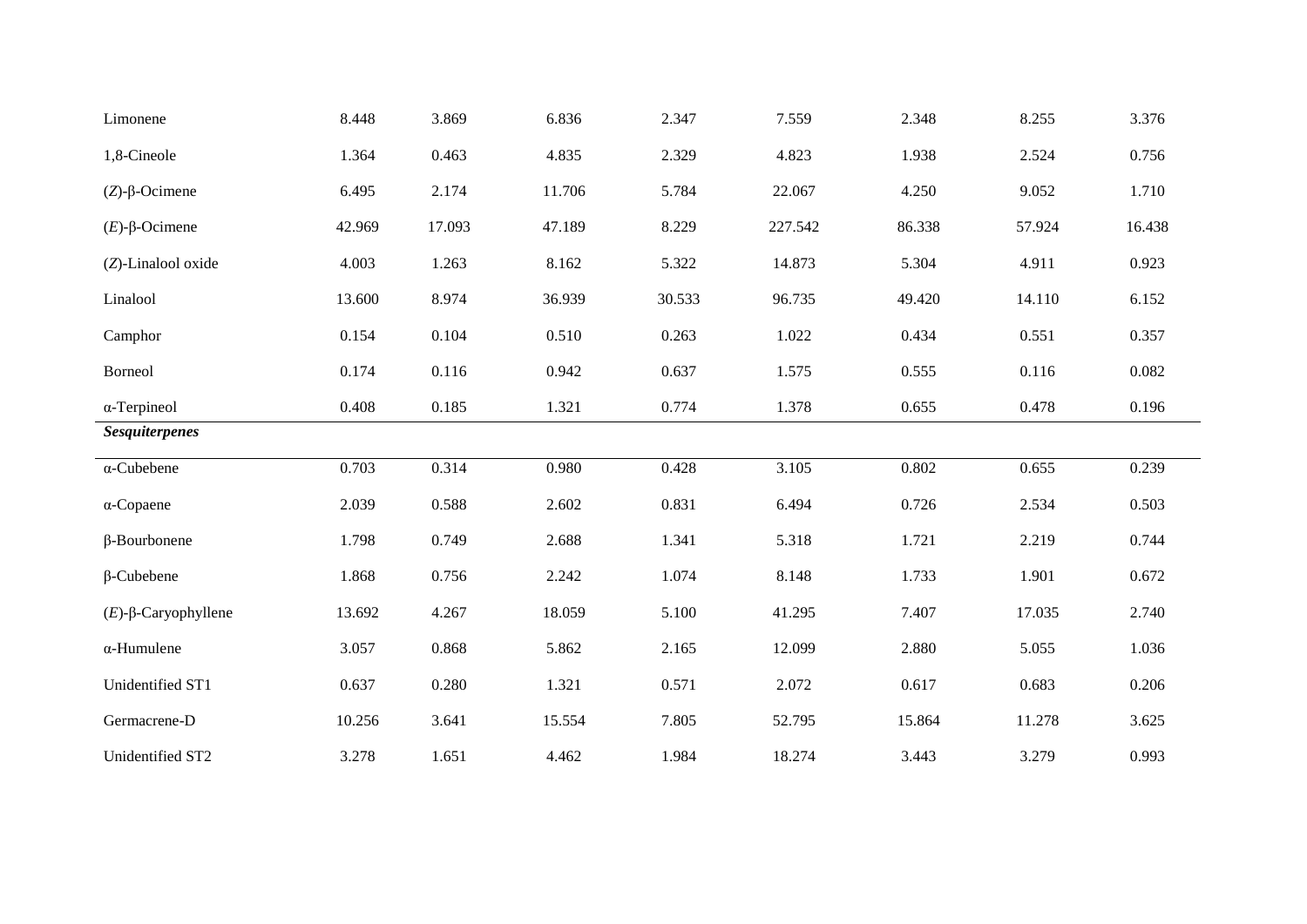| | | | | | | | | |
|---|---|---|---|---|---|---|---|---|
| Limonene | 8.448 | 3.869 | 6.836 | 2.347 | 7.559 | 2.348 | 8.255 | 3.376 |
| 1,8-Cineole | 1.364 | 0.463 | 4.835 | 2.329 | 4.823 | 1.938 | 2.524 | 0.756 |
| (*Z*)-β-Ocimene | 6.495 | 2.174 | 11.706 | 5.784 | 22.067 | 4.250 | 9.052 | 1.710 |
| (*E*)-β-Ocimene | 42.969 | 17.093 | 47.189 | 8.229 | 227.542 | 86.338 | 57.924 | 16.438 |
| (*Z*)-Linalool oxide | 4.003 | 1.263 | 8.162 | 5.322 | 14.873 | 5.304 | 4.911 | 0.923 |
| Linalool | 13.600 | 8.974 | 36.939 | 30.533 | 96.735 | 49.420 | 14.110 | 6.152 |
| Camphor | 0.154 | 0.104 | 0.510 | 0.263 | 1.022 | 0.434 | 0.551 | 0.357 |
| Borneol | 0.174 | 0.116 | 0.942 | 0.637 | 1.575 | 0.555 | 0.116 | 0.082 |
| α-Terpineol | 0.408 | 0.185 | 1.321 | 0.774 | 1.378 | 0.655 | 0.478 | 0.196 |
| ***Sesquiterpenes*** | | | | | | | | |
| α-Cubebene | 0.703 | 0.314 | 0.980 | 0.428 | 3.105 | 0.802 | 0.655 | 0.239 |
| α-Copaene | 2.039 | 0.588 | 2.602 | 0.831 | 6.494 | 0.726 | 2.534 | 0.503 |
| β-Bourbonene | 1.798 | 0.749 | 2.688 | 1.341 | 5.318 | 1.721 | 2.219 | 0.744 |
| β-Cubebene | 1.868 | 0.756 | 2.242 | 1.074 | 8.148 | 1.733 | 1.901 | 0.672 |
| (*E*)-β-Caryophyllene | 13.692 | 4.267 | 18.059 | 5.100 | 41.295 | 7.407 | 17.035 | 2.740 |
| α-Humulene | 3.057 | 0.868 | 5.862 | 2.165 | 12.099 | 2.880 | 5.055 | 1.036 |
| Unidentified ST1 | 0.637 | 0.280 | 1.321 | 0.571 | 2.072 | 0.617 | 0.683 | 0.206 |
| Germacrene-D | 10.256 | 3.641 | 15.554 | 7.805 | 52.795 | 15.864 | 11.278 | 3.625 |
| Unidentified ST2 | 3.278 | 1.651 | 4.462 | 1.984 | 18.274 | 3.443 | 3.279 | 0.993 |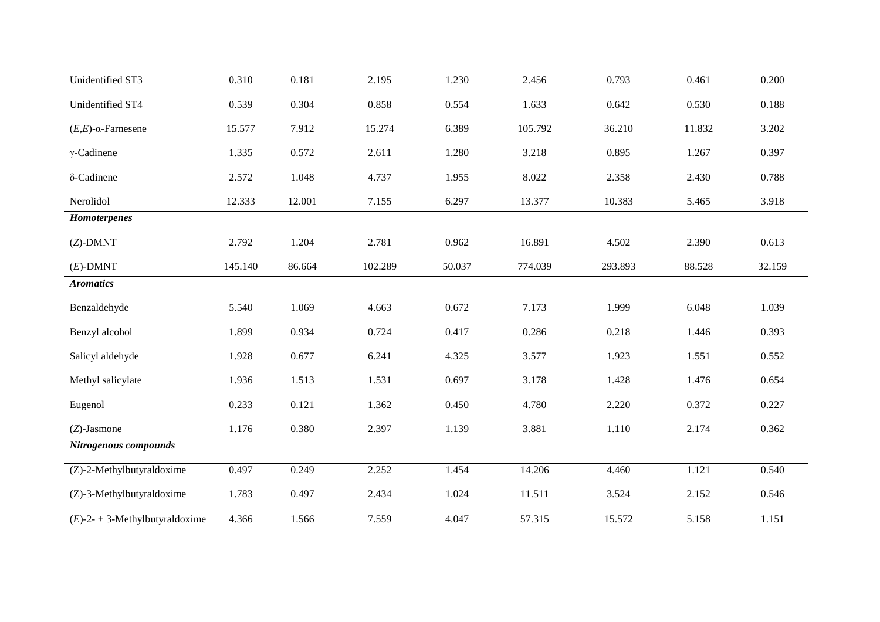| | | | | | | | | |
|---|---|---|---|---|---|---|---|---|
| Unidentified ST3 | 0.310 | 0.181 | 2.195 | 1.230 | 2.456 | 0.793 | 0.461 | 0.200 |
| Unidentified ST4 | 0.539 | 0.304 | 0.858 | 0.554 | 1.633 | 0.642 | 0.530 | 0.188 |
| (*E*,*E*)-α-Farnesene | 15.577 | 7.912 | 15.274 | 6.389 | 105.792 | 36.210 | 11.832 | 3.202 |
| γ-Cadinene | 1.335 | 0.572 | 2.611 | 1.280 | 3.218 | 0.895 | 1.267 | 0.397 |
| δ-Cadinene | 2.572 | 1.048 | 4.737 | 1.955 | 8.022 | 2.358 | 2.430 | 0.788 |
| Nerolidol | 12.333 | 12.001 | 7.155 | 6.297 | 13.377 | 10.383 | 5.465 | 3.918 |
| ***Homoterpenes*** | | | | | | | | |
| (*Z*)-DMNT | 2.792 | 1.204 | 2.781 | 0.962 | 16.891 | 4.502 | 2.390 | 0.613 |
| (*E*)-DMNT | 145.140 | 86.664 | 102.289 | 50.037 | 774.039 | 293.893 | 88.528 | 32.159 |
| ***Aromatics*** | | | | | | | | |
| Benzaldehyde | 5.540 | 1.069 | 4.663 | 0.672 | 7.173 | 1.999 | 6.048 | 1.039 |
| Benzyl alcohol | 1.899 | 0.934 | 0.724 | 0.417 | 0.286 | 0.218 | 1.446 | 0.393 |
| Salicyl aldehyde | 1.928 | 0.677 | 6.241 | 4.325 | 3.577 | 1.923 | 1.551 | 0.552 |
| Methyl salicylate | 1.936 | 1.513 | 1.531 | 0.697 | 3.178 | 1.428 | 1.476 | 0.654 |
| Eugenol | 0.233 | 0.121 | 1.362 | 0.450 | 4.780 | 2.220 | 0.372 | 0.227 |
| (*Z*)-Jasmone | 1.176 | 0.380 | 2.397 | 1.139 | 3.881 | 1.110 | 2.174 | 0.362 |
| ***Nitrogenous compounds*** | | | | | | | | |
| (Z)-2-Methylbutyraldoxime | 0.497 | 0.249 | 2.252 | 1.454 | 14.206 | 4.460 | 1.121 | 0.540 |
| (Z)-3-Methylbutyraldoxime | 1.783 | 0.497 | 2.434 | 1.024 | 11.511 | 3.524 | 2.152 | 0.546 |
| (*E*)-2- + 3-Methylbutyraldoxime | 4.366 | 1.566 | 7.559 | 4.047 | 57.315 | 15.572 | 5.158 | 1.151 |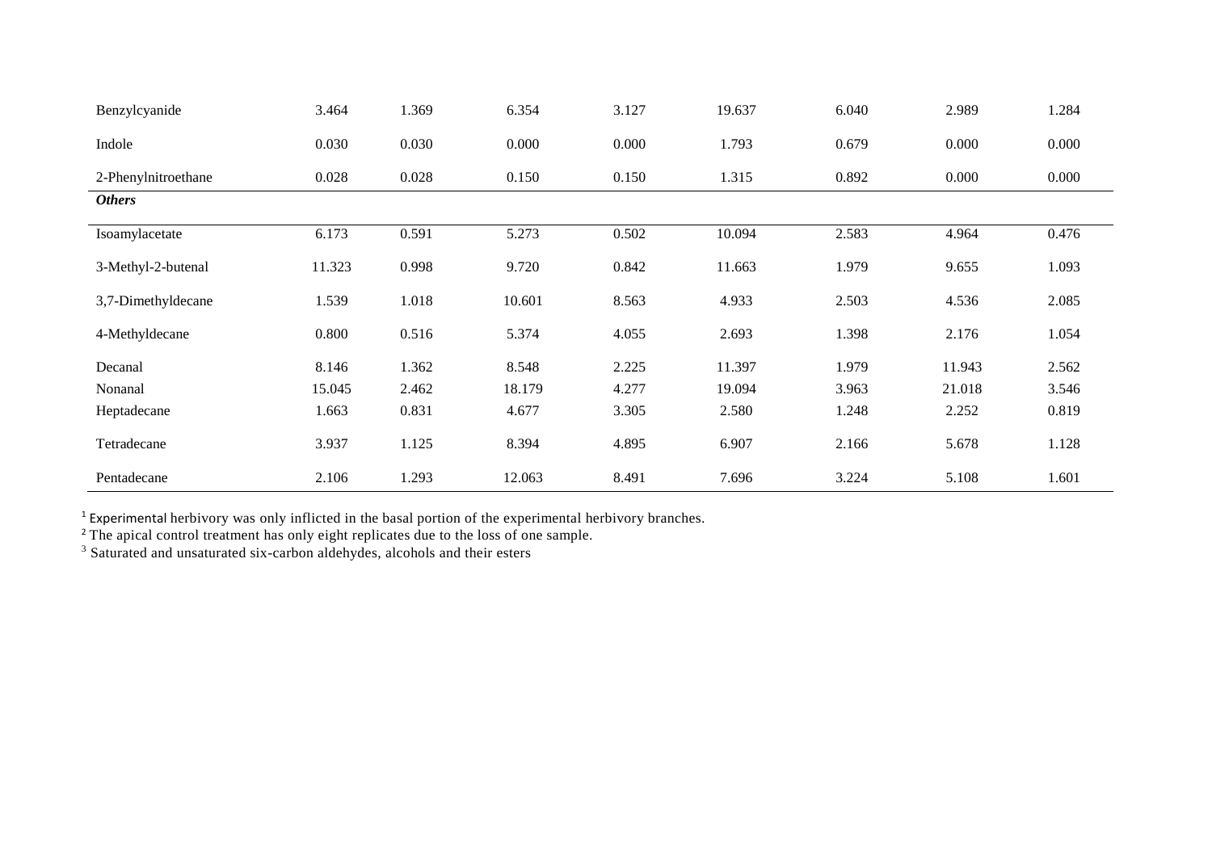| | | | | | | | | |
|---|---|---|---|---|---|---|---|---|
| Benzylcyanide | 3.464 | 1.369 | 6.354 | 3.127 | 19.637 | 6.040 | 2.989 | 1.284 |
| Indole | 0.030 | 0.030 | 0.000 | 0.000 | 1.793 | 0.679 | 0.000 | 0.000 |
| 2-Phenylnitroethane | 0.028 | 0.028 | 0.150 | 0.150 | 1.315 | 0.892 | 0.000 | 0.000 |
| ***Others*** | | | | | | | | |
| Isoamylacetate | 6.173 | 0.591 | 5.273 | 0.502 | 10.094 | 2.583 | 4.964 | 0.476 |
| 3-Methyl-2-butenal | 11.323 | 0.998 | 9.720 | 0.842 | 11.663 | 1.979 | 9.655 | 1.093 |
| 3,7-Dimethyldecane | 1.539 | 1.018 | 10.601 | 8.563 | 4.933 | 2.503 | 4.536 | 2.085 |
| 4-Methyldecane | 0.800 | 0.516 | 5.374 | 4.055 | 2.693 | 1.398 | 2.176 | 1.054 |
| Decanal | 8.146 | 1.362 | 8.548 | 2.225 | 11.397 | 1.979 | 11.943 | 2.562 |
| Nonanal | 15.045 | 2.462 | 18.179 | 4.277 | 19.094 | 3.963 | 21.018 | 3.546 |
| Heptadecane | 1.663 | 0.831 | 4.677 | 3.305 | 2.580 | 1.248 | 2.252 | 0.819 |
| Tetradecane | 3.937 | 1.125 | 8.394 | 4.895 | 6.907 | 2.166 | 5.678 | 1.128 |
| Pentadecane | 2.106 | 1.293 | 12.063 | 8.491 | 7.696 | 3.224 | 5.108 | 1.601 |

[1] Experimental herbivory was only inflicted in the basal portion of the experimental herbivory branches.
[2] The apical control treatment has only eight replicates due to the loss of one sample.
[3] Saturated and unsaturated six-carbon aldehydes, alcohols and their esters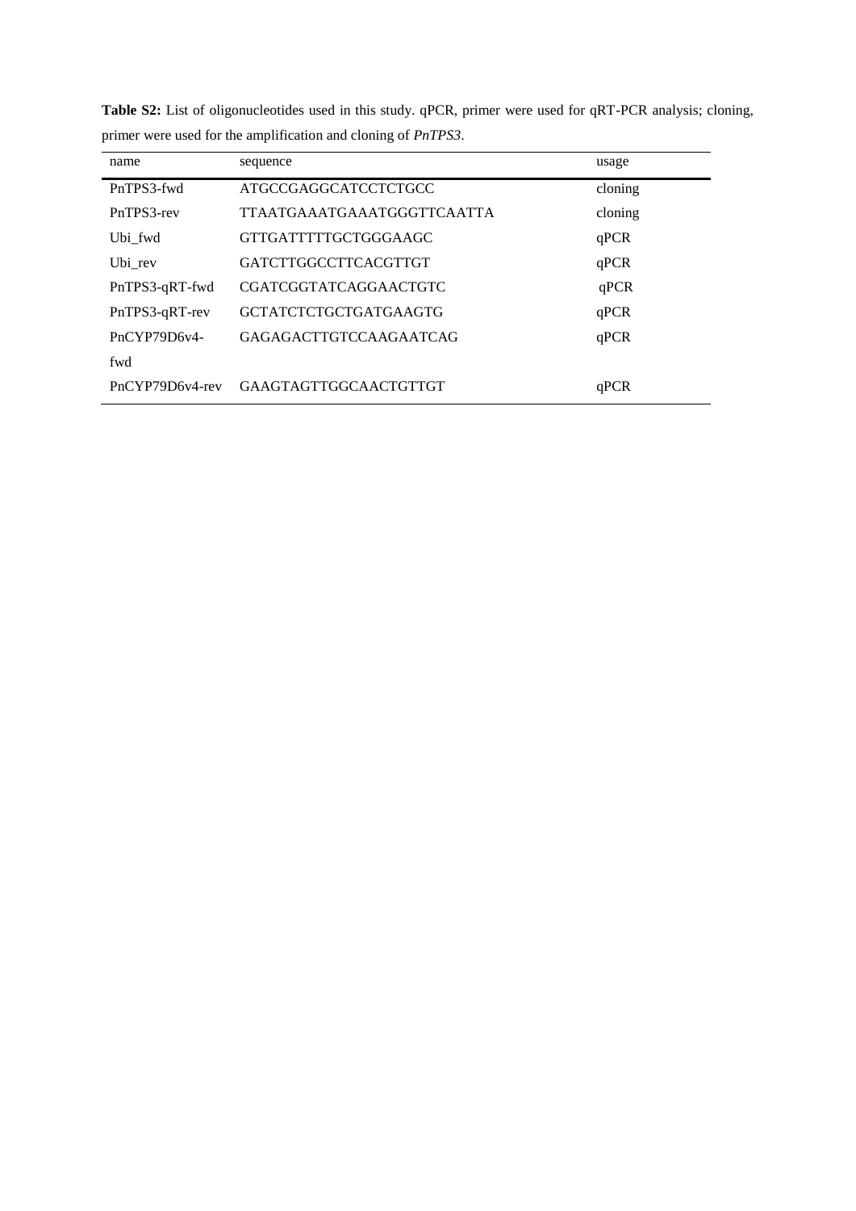**Table S2:** List of oligonucleotides used in this study. qPCR, primer were used for qRT-PCR analysis; cloning, primer were used for the amplification and cloning of *PnTPS3*.

| name | sequence | usage |
|---|---|---|
| PnTPS3-fwd | ATGCCGAGGCATCCTCTGCC | cloning |
| PnTPS3-rev | TTAATGAAATGAAATGGGTTCAATTA | cloning |
| Ubi_fwd | GTTGATTTTTGCTGGGAAGC | qPCR |
| Ubi_rev | GATCTTGGCCTTCACGTTGT | qPCR |
| PnTPS3-qRT-fwd | CGATCGGTATCAGGAACTGTC | qPCR |
| PnTPS3-qRT-rev | GCTATCTCTGCTGATGAAGTG | qPCR |
| PnCYP79D6v4-fwd | GAGAGACTTGTCCAAGAATCAG | qPCR |
| PnCYP79D6v4-rev | GAAGTAGTTGGCAACTGTTGT | qPCR |